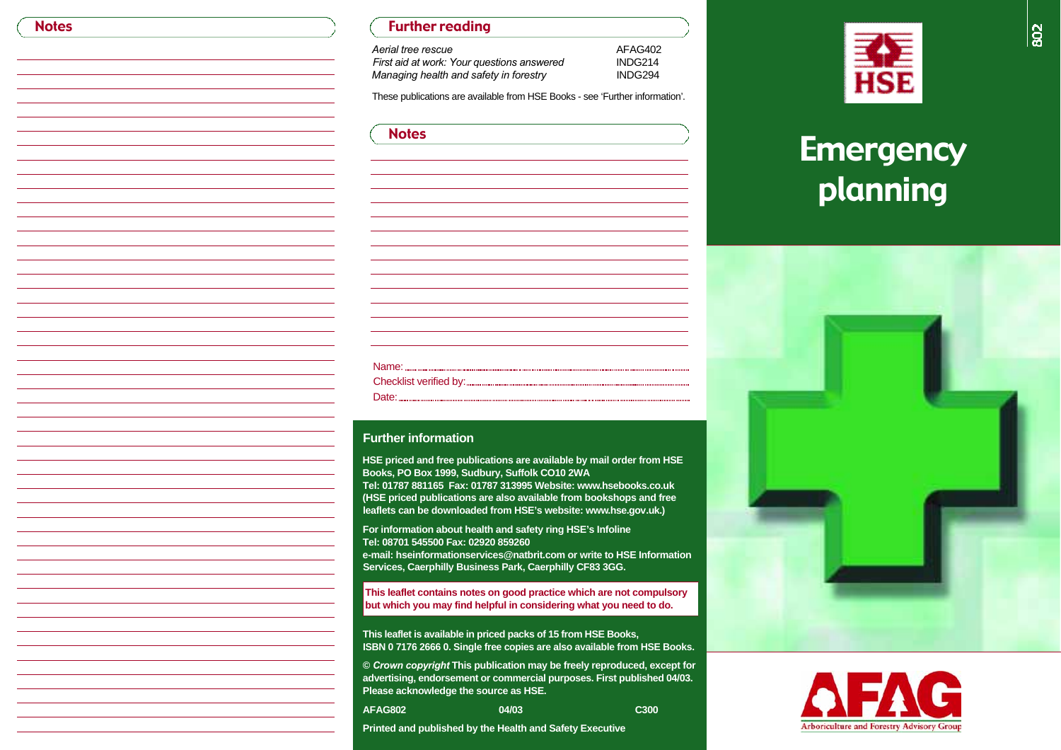## Notes

## Further reading

| | |
|---|---|
| *Aerial tree rescue* | AFAG402 |
| *First aid at work: Your questions answered* | INDG214 |
| *Managing health and safety in forestry* | INDG294 |

These publications are available from HSE Books - see 'Further information'.

## Notes

Name:

Checklist verified by:

Date:

## Further information

**HSE priced and free publications are available by mail order from HSE Books, PO Box 1999, Sudbury, Suffolk CO10 2WA**
**Tel: 01787 881165 Fax: 01787 313995 Website: www.hsebooks.co.uk (HSE priced publications are also available from bookshops and free leaflets can be downloaded from HSE's website: www.hse.gov.uk.)**

**For information about health and safety ring HSE's Infoline**
**Tel: 08701 545500 Fax: 02920 859260**
**e-mail: hseinformationservices@natbrit.com or write to HSE Information Services, Caerphilly Business Park, Caerphilly CF83 3GG.**

**This leaflet contains notes on good practice which are not compulsory but which you may find helpful in considering what you need to do.**

**This leaflet is available in priced packs of 15 from HSE Books, ISBN 0 7176 2666 0. Single free copies are also available from HSE Books.**

**© *Crown copyright* This publication may be freely reproduced, except for advertising, endorsement or commercial purposes. First published 04/03. Please acknowledge the source as HSE.**

**AFAG802 04/03 C300**

**Printed and published by the Health and Safety Executive**

802

HSE

# Emergency planning

AFAG

Arboriculture and Forestry Advisory Group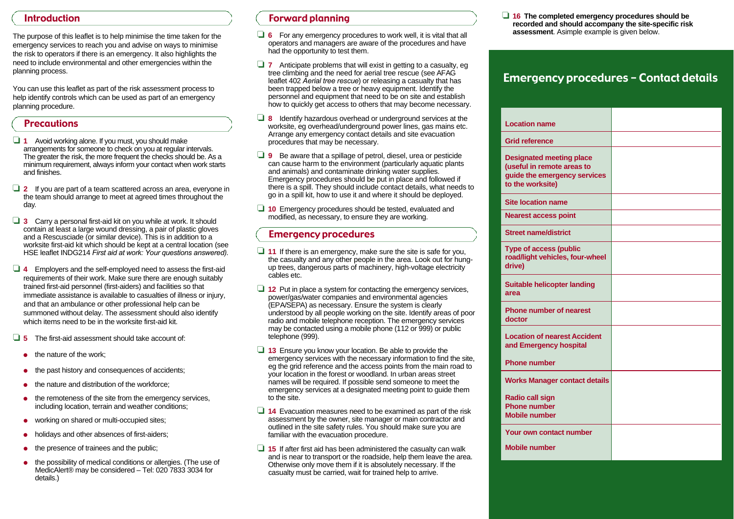## Introduction

The purpose of this leaflet is to help minimise the time taken for the emergency services to reach you and advise on ways to minimise the risk to operators if there is an emergency. It also highlights the need to include environmental and other emergencies within the planning process.

You can use this leaflet as part of the risk assessment process to help identify controls which can be used as part of an emergency planning procedure.

## Precautions

❑ **1** Avoid working alone. If you must, you should make arrangements for someone to check on you at regular intervals. The greater the risk, the more frequent the checks should be. As a minimum requirement, always inform your contact when work starts and finishes.

❑ **2** If you are part of a team scattered across an area, everyone in the team should arrange to meet at agreed times throughout the day.

❑ **3** Carry a personal first-aid kit on you while at work. It should contain at least a large wound dressing, a pair of plastic gloves and a Rescusciade (or similar device). This is in addition to a worksite first-aid kit which should be kept at a central location (see HSE leaflet INDG214 *First aid at work: Your questions answered).*

❑ **4** Employers and the self-employed need to assess the first-aid requirements of their work. Make sure there are enough suitably trained first-aid personnel (first-aiders) and facilities so that immediate assistance is available to casualties of illness or injury, and that an ambulance or other professional help can be summoned without delay. The assessment should also identify which items need to be in the worksite first-aid kit.

❑ **5** The first-aid assessment should take account of:

- the nature of the work;
- the past history and consequences of accidents;
- the nature and distribution of the workforce;
- the remoteness of the site from the emergency services, including location, terrain and weather conditions;
- working on shared or multi-occupied sites;
- holidays and other absences of first-aiders;
- the presence of trainees and the public;
- the possibility of medical conditions or allergies. (The use of MedicAlert® may be considered – Tel: 020 7833 3034 for details.)

## Forward planning

❑ **6** For any emergency procedures to work well, it is vital that all operators and managers are aware of the procedures and have had the opportunity to test them.

❑ **7** Anticipate problems that will exist in getting to a casualty, eg tree climbing and the need for aerial tree rescue (see AFAG leaflet 402 *Aerial tree rescue*) or releasing a casualty that has been trapped below a tree or heavy equipment. Identify the personnel and equipment that need to be on site and establish how to quickly get access to others that may become necessary.

❑ **8** Identify hazardous overhead or underground services at the worksite, eg overhead/underground power lines, gas mains etc. Arrange any emergency contact details and site evacuation procedures that may be necessary.

❑ **9** Be aware that a spillage of petrol, diesel, urea or pesticide can cause harm to the environment (particularly aquatic plants and animals) and contaminate drinking water supplies. Emergency procedures should be put in place and followed if there is a spill. They should include contact details, what needs to go in a spill kit, how to use it and where it should be deployed.

❑ **10** Emergency procedures should be tested, evaluated and modified, as necessary, to ensure they are working.

## Emergency procedures

❑ **11** If there is an emergency, make sure the site is safe for you, the casualty and any other people in the area. Look out for hung-up trees, dangerous parts of machinery, high-voltage electricity cables etc.

❑ **12** Put in place a system for contacting the emergency services, power/gas/water companies and environmental agencies (EPA/SEPA) as necessary. Ensure the system is clearly understood by all people working on the site. Identify areas of poor radio and mobile telephone reception. The emergency services may be contacted using a mobile phone (112 or 999) or public telephone (999).

❑ **13** Ensure you know your location. Be able to provide the emergency services with the necessary information to find the site, eg the grid reference and the access points from the main road to your location in the forest or woodland. In urban areas street names will be required. If possible send someone to meet the emergency services at a designated meeting point to guide them to the site.

❑ **14** Evacuation measures need to be examined as part of the risk assessment by the owner, site manager or main contractor and outlined in the site safety rules. You should make sure you are familiar with the evacuation procedure.

❑ **15** If after first aid has been administered the casualty can walk and is near to transport or the roadside, help them leave the area. Otherwise only move them if it is absolutely necessary. If the casualty must be carried, wait for trained help to arrive.

❑ **16** **The completed emergency procedures should be recorded and should accompany the site-specific risk assessment**. Asimple example is given below.

## Emergency procedures – Contact details

| | |
|---|---|
| **Location name** | |
| **Grid reference** | |
| **Designated meeting place (useful in remote areas to guide the emergency services to the worksite)** | |
| **Site location name** | |
| **Nearest access point** | |
| **Street name/district** | |
| **Type of access (public road/light vehicles, four-wheel drive)** | |
| **Suitable helicopter landing area** | |
| **Phone number of nearest doctor** | |
| **Location of nearest Accident and Emergency hospital**<br>**Phone number** | |
| **Works Manager contact details**<br>**Radio call sign**<br>**Phone number**<br>**Mobile number** | |
| **Your own contact number**<br>**Mobile number** | |